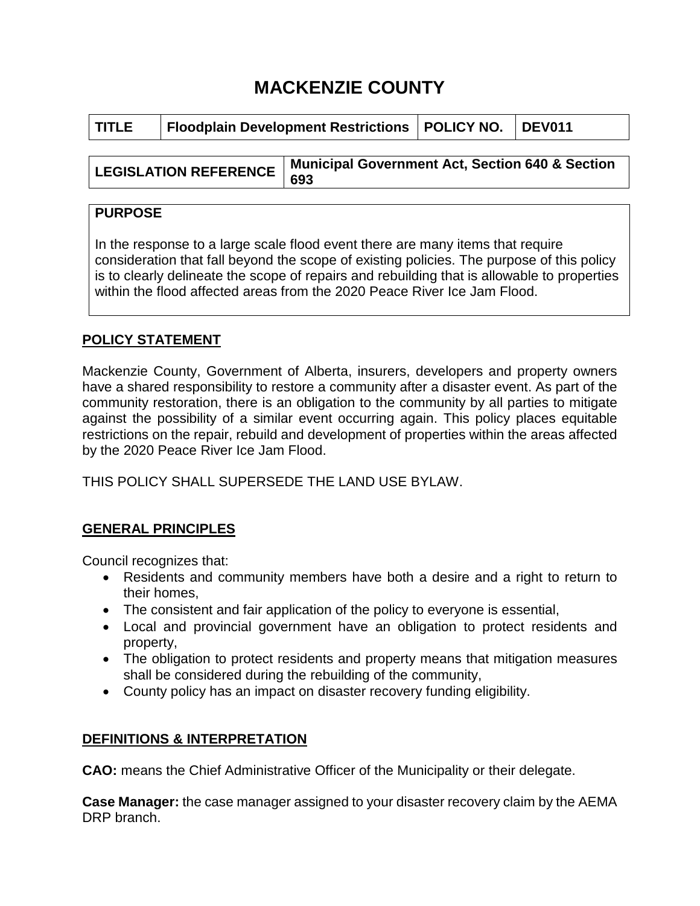# MACKENZIE COUNTY

| TITLE | Floodplain Development Restrictions | POLICY NO. | DEV011 |
|---|---|---|---|

| LEGISLATION REFERENCE | Municipal Government Act, Section 640 & Section 693 |
|---|---|

**PURPOSE**

In the response to a large scale flood event there are many items that require consideration that fall beyond the scope of existing policies. The purpose of this policy is to clearly delineate the scope of repairs and rebuilding that is allowable to properties within the flood affected areas from the 2020 Peace River Ice Jam Flood.

## POLICY STATEMENT

Mackenzie County, Government of Alberta, insurers, developers and property owners have a shared responsibility to restore a community after a disaster event. As part of the community restoration, there is an obligation to the community by all parties to mitigate against the possibility of a similar event occurring again. This policy places equitable restrictions on the repair, rebuild and development of properties within the areas affected by the 2020 Peace River Ice Jam Flood.

THIS POLICY SHALL SUPERSEDE THE LAND USE BYLAW.

## GENERAL PRINCIPLES

Council recognizes that:

- Residents and community members have both a desire and a right to return to their homes,
- The consistent and fair application of the policy to everyone is essential,
- Local and provincial government have an obligation to protect residents and property,
- The obligation to protect residents and property means that mitigation measures shall be considered during the rebuilding of the community,
- County policy has an impact on disaster recovery funding eligibility.

## DEFINITIONS & INTERPRETATION

**CAO:** means the Chief Administrative Officer of the Municipality or their delegate.

**Case Manager:** the case manager assigned to your disaster recovery claim by the AEMA DRP branch.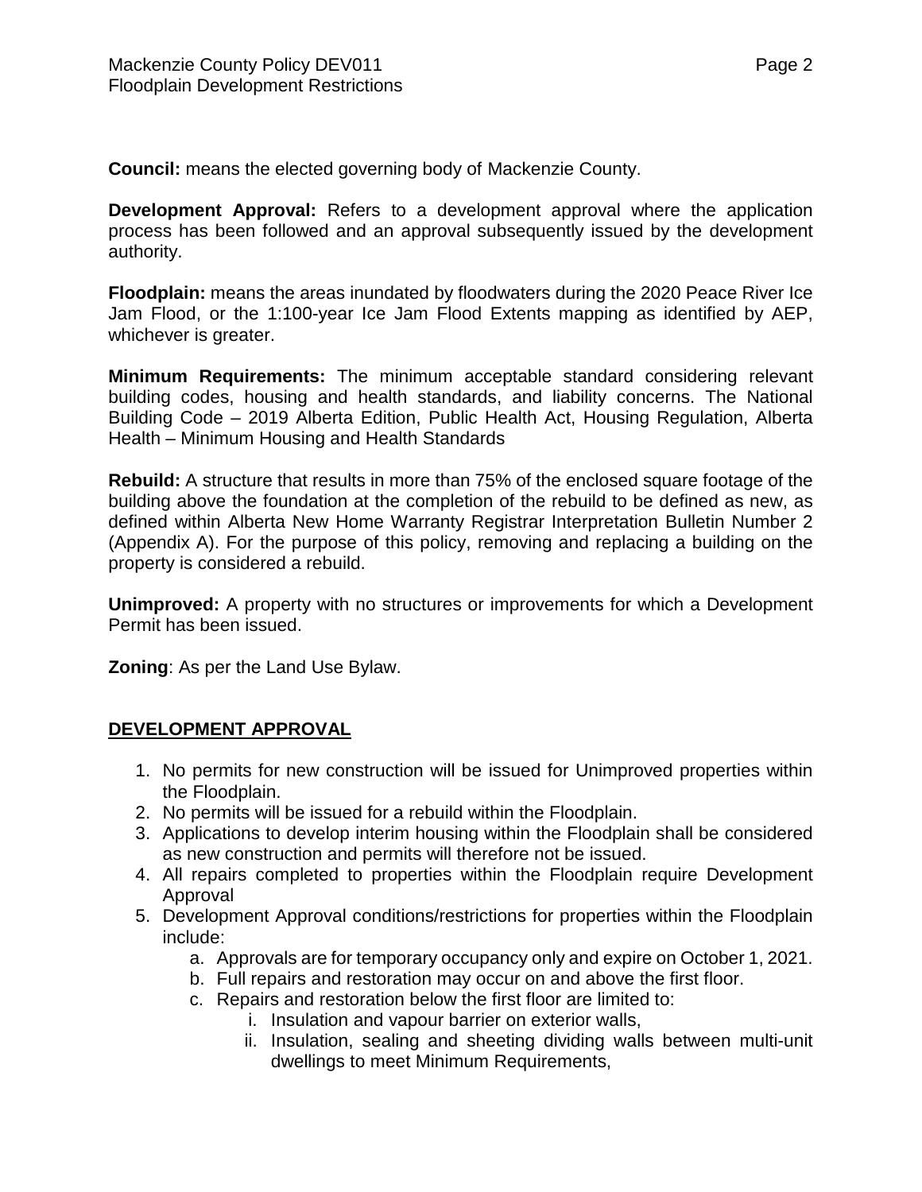**Council:** means the elected governing body of Mackenzie County.

**Development Approval:** Refers to a development approval where the application process has been followed and an approval subsequently issued by the development authority.

**Floodplain:** means the areas inundated by floodwaters during the 2020 Peace River Ice Jam Flood, or the 1:100-year Ice Jam Flood Extents mapping as identified by AEP, whichever is greater.

**Minimum Requirements:** The minimum acceptable standard considering relevant building codes, housing and health standards, and liability concerns. The National Building Code – 2019 Alberta Edition, Public Health Act, Housing Regulation, Alberta Health – Minimum Housing and Health Standards

**Rebuild:** A structure that results in more than 75% of the enclosed square footage of the building above the foundation at the completion of the rebuild to be defined as new, as defined within Alberta New Home Warranty Registrar Interpretation Bulletin Number 2 (Appendix A). For the purpose of this policy, removing and replacing a building on the property is considered a rebuild.

**Unimproved:** A property with no structures or improvements for which a Development Permit has been issued.

**Zoning**: As per the Land Use Bylaw.

## DEVELOPMENT APPROVAL

1. No permits for new construction will be issued for Unimproved properties within the Floodplain.
2. No permits will be issued for a rebuild within the Floodplain.
3. Applications to develop interim housing within the Floodplain shall be considered as new construction and permits will therefore not be issued.
4. All repairs completed to properties within the Floodplain require Development Approval
5. Development Approval conditions/restrictions for properties within the Floodplain include:
    a. Approvals are for temporary occupancy only and expire on October 1, 2021.
    b. Full repairs and restoration may occur on and above the first floor.
    c. Repairs and restoration below the first floor are limited to:
        i. Insulation and vapour barrier on exterior walls,
        ii. Insulation, sealing and sheeting dividing walls between multi-unit dwellings to meet Minimum Requirements,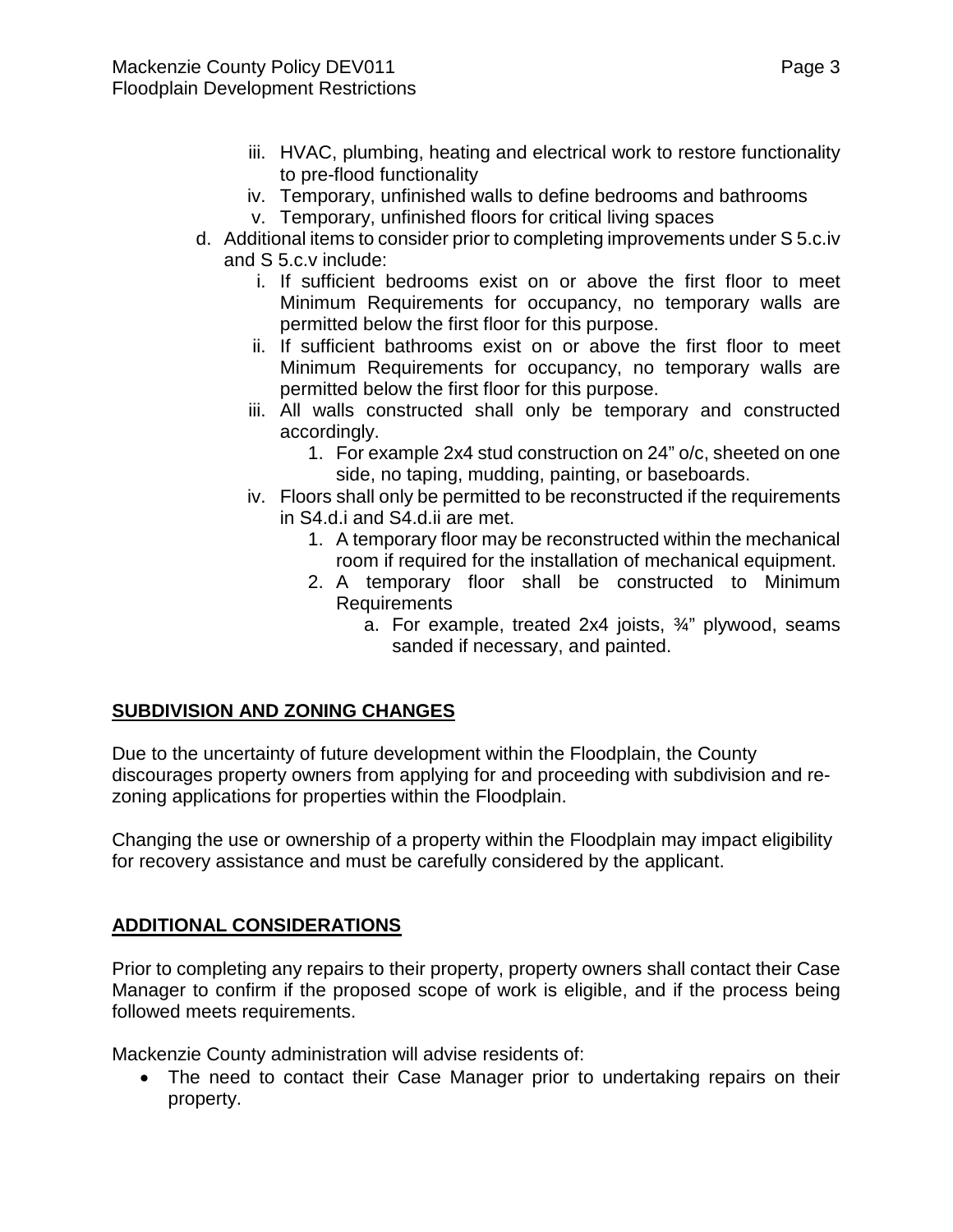iii. HVAC, plumbing, heating and electrical work to restore functionality to pre-flood functionality
iv. Temporary, unfinished walls to define bedrooms and bathrooms
v. Temporary, unfinished floors for critical living spaces

d. Additional items to consider prior to completing improvements under S 5.c.iv and S 5.c.v include:
    i. If sufficient bedrooms exist on or above the first floor to meet Minimum Requirements for occupancy, no temporary walls are permitted below the first floor for this purpose.
    ii. If sufficient bathrooms exist on or above the first floor to meet Minimum Requirements for occupancy, no temporary walls are permitted below the first floor for this purpose.
    iii. All walls constructed shall only be temporary and constructed accordingly.
        1. For example 2x4 stud construction on 24" o/c, sheeted on one side, no taping, mudding, painting, or baseboards.
    iv. Floors shall only be permitted to be reconstructed if the requirements in S4.d.i and S4.d.ii are met.
        1. A temporary floor may be reconstructed within the mechanical room if required for the installation of mechanical equipment.
        2. A temporary floor shall be constructed to Minimum Requirements
            a. For example, treated 2x4 joists, ¾" plywood, seams sanded if necessary, and painted.

## SUBDIVISION AND ZONING CHANGES

Due to the uncertainty of future development within the Floodplain, the County discourages property owners from applying for and proceeding with subdivision and re-zoning applications for properties within the Floodplain.

Changing the use or ownership of a property within the Floodplain may impact eligibility for recovery assistance and must be carefully considered by the applicant.

## ADDITIONAL CONSIDERATIONS

Prior to completing any repairs to their property, property owners shall contact their Case Manager to confirm if the proposed scope of work is eligible, and if the process being followed meets requirements.

Mackenzie County administration will advise residents of:

- The need to contact their Case Manager prior to undertaking repairs on their property.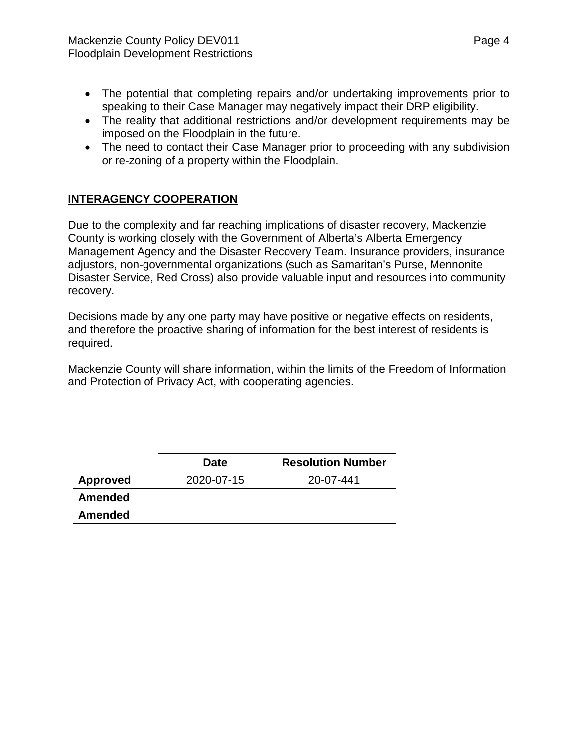- The potential that completing repairs and/or undertaking improvements prior to speaking to their Case Manager may negatively impact their DRP eligibility.
- The reality that additional restrictions and/or development requirements may be imposed on the Floodplain in the future.
- The need to contact their Case Manager prior to proceeding with any subdivision or re-zoning of a property within the Floodplain.

## INTERAGENCY COOPERATION

Due to the complexity and far reaching implications of disaster recovery, Mackenzie County is working closely with the Government of Alberta's Alberta Emergency Management Agency and the Disaster Recovery Team. Insurance providers, insurance adjustors, non-governmental organizations (such as Samaritan's Purse, Mennonite Disaster Service, Red Cross) also provide valuable input and resources into community recovery.

Decisions made by any one party may have positive or negative effects on residents, and therefore the proactive sharing of information for the best interest of residents is required.

Mackenzie County will share information, within the limits of the Freedom of Information and Protection of Privacy Act, with cooperating agencies.

| | Date | Resolution Number |
|---|---|---|
| **Approved** | 2020-07-15 | 20-07-441 |
| **Amended** | | |
| **Amended** | | |